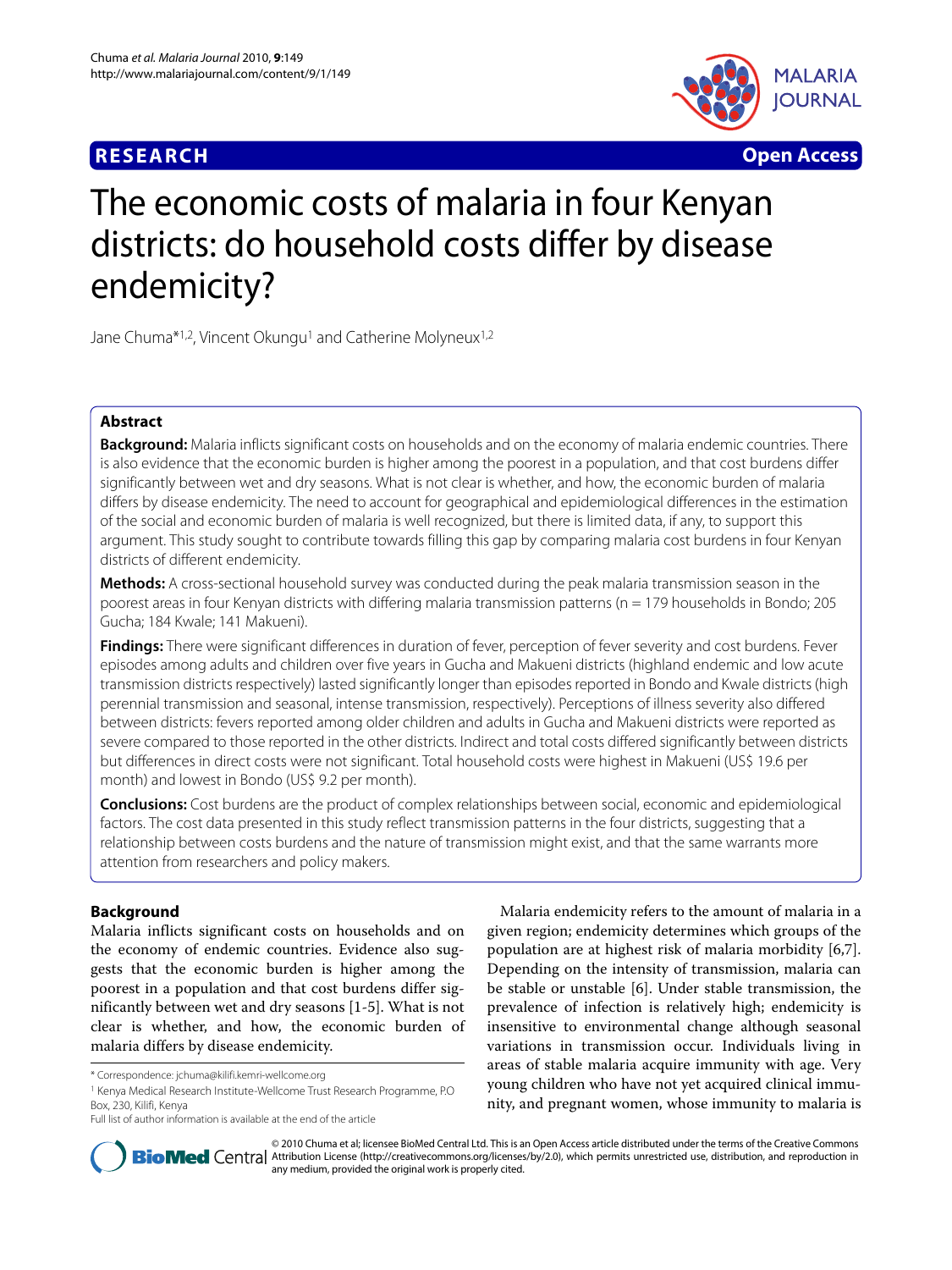**RESEARCH** **Open Access**

# The economic costs of malaria in four Kenyan districts: do household costs differ by disease endemicity?

Jane Chuma*[1,2], Vincent Okungu[1] and Catherine Molyneux[1,2]

## Abstract

**Background:** Malaria inflicts significant costs on households and on the economy of malaria endemic countries. There is also evidence that the economic burden is higher among the poorest in a population, and that cost burdens differ significantly between wet and dry seasons. What is not clear is whether, and how, the economic burden of malaria differs by disease endemicity. The need to account for geographical and epidemiological differences in the estimation of the social and economic burden of malaria is well recognized, but there is limited data, if any, to support this argument. This study sought to contribute towards filling this gap by comparing malaria cost burdens in four Kenyan districts of different endemicity.

**Methods:** A cross-sectional household survey was conducted during the peak malaria transmission season in the poorest areas in four Kenyan districts with differing malaria transmission patterns (n = 179 households in Bondo; 205 Gucha; 184 Kwale; 141 Makueni).

**Findings:** There were significant differences in duration of fever, perception of fever severity and cost burdens. Fever episodes among adults and children over five years in Gucha and Makueni districts (highland endemic and low acute transmission districts respectively) lasted significantly longer than episodes reported in Bondo and Kwale districts (high perennial transmission and seasonal, intense transmission, respectively). Perceptions of illness severity also differed between districts: fevers reported among older children and adults in Gucha and Makueni districts were reported as severe compared to those reported in the other districts. Indirect and total costs differed significantly between districts but differences in direct costs were not significant. Total household costs were highest in Makueni (US$ 19.6 per month) and lowest in Bondo (US$ 9.2 per month).

**Conclusions:** Cost burdens are the product of complex relationships between social, economic and epidemiological factors. The cost data presented in this study reflect transmission patterns in the four districts, suggesting that a relationship between costs burdens and the nature of transmission might exist, and that the same warrants more attention from researchers and policy makers.

## Background

Malaria inflicts significant costs on households and on the economy of endemic countries. Evidence also suggests that the economic burden is higher among the poorest in a population and that cost burdens differ significantly between wet and dry seasons [1-5]. What is not clear is whether, and how, the economic burden of malaria differs by disease endemicity.

Malaria endemicity refers to the amount of malaria in a given region; endemicity determines which groups of the population are at highest risk of malaria morbidity [6,7]. Depending on the intensity of transmission, malaria can be stable or unstable [6]. Under stable transmission, the prevalence of infection is relatively high; endemicity is insensitive to environmental change although seasonal variations in transmission occur. Individuals living in areas of stable malaria acquire immunity with age. Very young children who have not yet acquired clinical immunity, and pregnant women, whose immunity to malaria is

* Correspondence: jchuma@kilifi.kemri-wellcome.org

[1] Kenya Medical Research Institute-Wellcome Trust Research Programme, P.O Box, 230, Kilifi, Kenya

Full list of author information is available at the end of the article

© 2010 Chuma et al; licensee BioMed Central Ltd. This is an Open Access article distributed under the terms of the Creative Commons Attribution License (http://creativecommons.org/licenses/by/2.0), which permits unrestricted use, distribution, and reproduction in any medium, provided the original work is properly cited.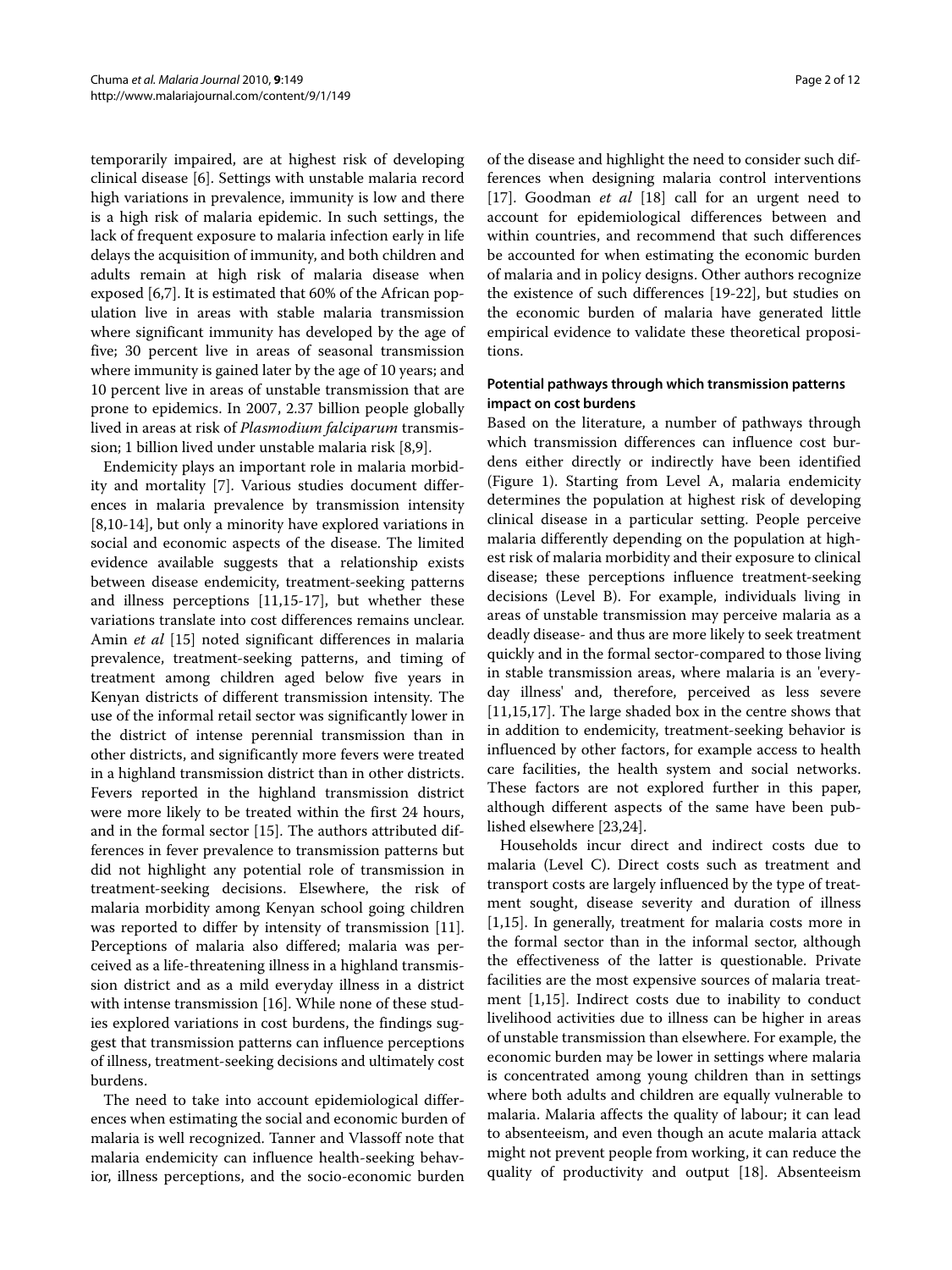temporarily impaired, are at highest risk of developing clinical disease [6]. Settings with unstable malaria record high variations in prevalence, immunity is low and there is a high risk of malaria epidemic. In such settings, the lack of frequent exposure to malaria infection early in life delays the acquisition of immunity, and both children and adults remain at high risk of malaria disease when exposed [6,7]. It is estimated that 60% of the African population live in areas with stable malaria transmission where significant immunity has developed by the age of five; 30 percent live in areas of seasonal transmission where immunity is gained later by the age of 10 years; and 10 percent live in areas of unstable transmission that are prone to epidemics. In 2007, 2.37 billion people globally lived in areas at risk of *Plasmodium falciparum* transmission; 1 billion lived under unstable malaria risk [8,9].

Endemicity plays an important role in malaria morbidity and mortality [7]. Various studies document differences in malaria prevalence by transmission intensity [8,10-14], but only a minority have explored variations in social and economic aspects of the disease. The limited evidence available suggests that a relationship exists between disease endemicity, treatment-seeking patterns and illness perceptions [11,15-17], but whether these variations translate into cost differences remains unclear. Amin *et al* [15] noted significant differences in malaria prevalence, treatment-seeking patterns, and timing of treatment among children aged below five years in Kenyan districts of different transmission intensity. The use of the informal retail sector was significantly lower in the district of intense perennial transmission than in other districts, and significantly more fevers were treated in a highland transmission district than in other districts. Fevers reported in the highland transmission district were more likely to be treated within the first 24 hours, and in the formal sector [15]. The authors attributed differences in fever prevalence to transmission patterns but did not highlight any potential role of transmission in treatment-seeking decisions. Elsewhere, the risk of malaria morbidity among Kenyan school going children was reported to differ by intensity of transmission [11]. Perceptions of malaria also differed; malaria was perceived as a life-threatening illness in a highland transmission district and as a mild everyday illness in a district with intense transmission [16]. While none of these studies explored variations in cost burdens, the findings suggest that transmission patterns can influence perceptions of illness, treatment-seeking decisions and ultimately cost burdens.

The need to take into account epidemiological differences when estimating the social and economic burden of malaria is well recognized. Tanner and Vlassoff note that malaria endemicity can influence health-seeking behavior, illness perceptions, and the socio-economic burden of the disease and highlight the need to consider such differences when designing malaria control interventions [17]. Goodman *et al* [18] call for an urgent need to account for epidemiological differences between and within countries, and recommend that such differences be accounted for when estimating the economic burden of malaria and in policy designs. Other authors recognize the existence of such differences [19-22], but studies on the economic burden of malaria have generated little empirical evidence to validate these theoretical propositions.

### Potential pathways through which transmission patterns impact on cost burdens

Based on the literature, a number of pathways through which transmission differences can influence cost burdens either directly or indirectly have been identified (Figure 1). Starting from Level A, malaria endemicity determines the population at highest risk of developing clinical disease in a particular setting. People perceive malaria differently depending on the population at highest risk of malaria morbidity and their exposure to clinical disease; these perceptions influence treatment-seeking decisions (Level B). For example, individuals living in areas of unstable transmission may perceive malaria as a deadly disease- and thus are more likely to seek treatment quickly and in the formal sector-compared to those living in stable transmission areas, where malaria is an 'everyday illness' and, therefore, perceived as less severe [11,15,17]. The large shaded box in the centre shows that in addition to endemicity, treatment-seeking behavior is influenced by other factors, for example access to health care facilities, the health system and social networks. These factors are not explored further in this paper, although different aspects of the same have been published elsewhere [23,24].

Households incur direct and indirect costs due to malaria (Level C). Direct costs such as treatment and transport costs are largely influenced by the type of treatment sought, disease severity and duration of illness [1,15]. In generally, treatment for malaria costs more in the formal sector than in the informal sector, although the effectiveness of the latter is questionable. Private facilities are the most expensive sources of malaria treatment [1,15]. Indirect costs due to inability to conduct livelihood activities due to illness can be higher in areas of unstable transmission than elsewhere. For example, the economic burden may be lower in settings where malaria is concentrated among young children than in settings where both adults and children are equally vulnerable to malaria. Malaria affects the quality of labour; it can lead to absenteeism, and even though an acute malaria attack might not prevent people from working, it can reduce the quality of productivity and output [18]. Absenteeism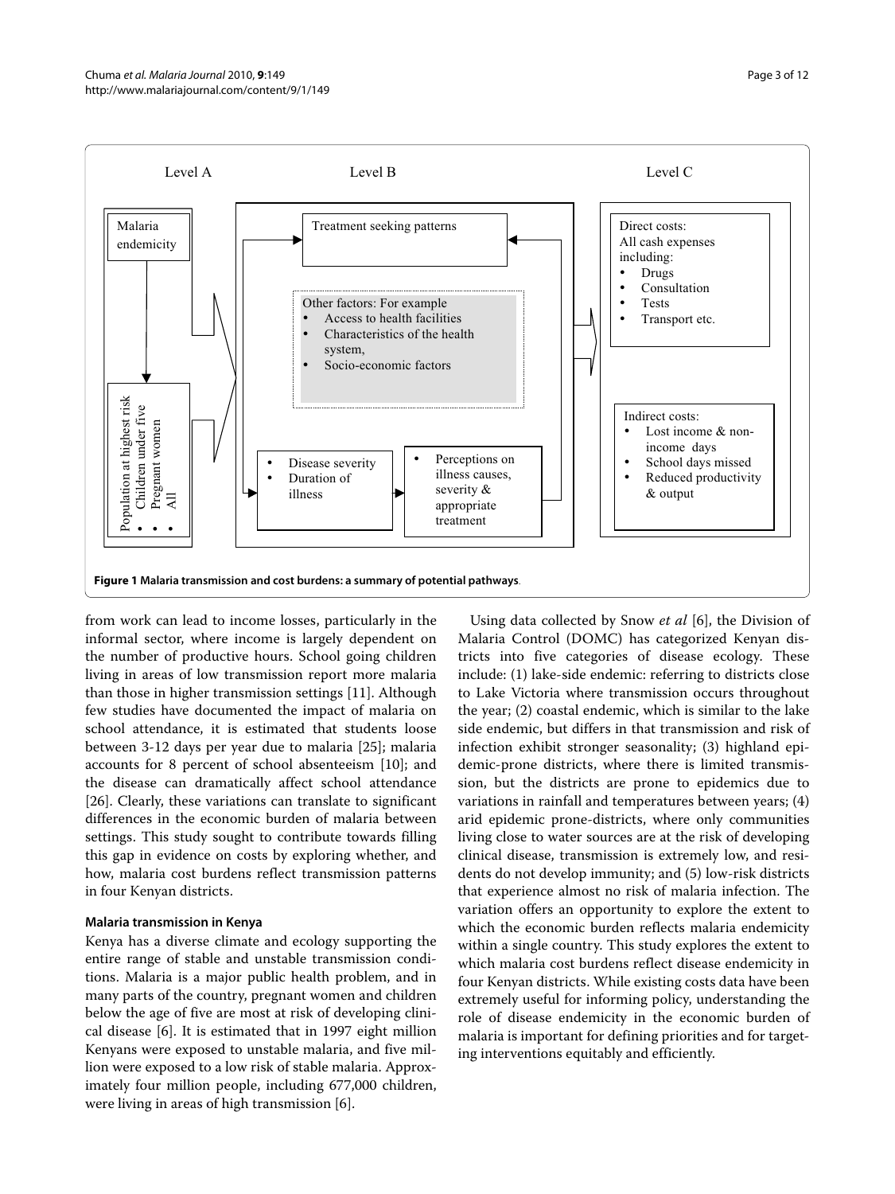Level A

Level B

Level C

Malaria endemicity

Population at highest risk
- Children under five
- Pregnant women
- All

Treatment seeking patterns

Other factors: For example
- Access to health facilities
- Characteristics of the health system,
- Socio-economic factors

- Disease severity
- Duration of illness

- Perceptions on illness causes, severity & appropriate treatment

Direct costs:
All cash expenses including:
- Drugs
- Consultation
- Tests
- Transport etc.

Indirect costs:
- Lost income & non-income days
- School days missed
- Reduced productivity & output

**Figure 1 Malaria transmission and cost burdens: a summary of potential pathways**.

from work can lead to income losses, particularly in the informal sector, where income is largely dependent on the number of productive hours. School going children living in areas of low transmission report more malaria than those in higher transmission settings [11]. Although few studies have documented the impact of malaria on school attendance, it is estimated that students loose between 3-12 days per year due to malaria [25]; malaria accounts for 8 percent of school absenteeism [10]; and the disease can dramatically affect school attendance [26]. Clearly, these variations can translate to significant differences in the economic burden of malaria between settings. This study sought to contribute towards filling this gap in evidence on costs by exploring whether, and how, malaria cost burdens reflect transmission patterns in four Kenyan districts.

### Malaria transmission in Kenya

Kenya has a diverse climate and ecology supporting the entire range of stable and unstable transmission conditions. Malaria is a major public health problem, and in many parts of the country, pregnant women and children below the age of five are most at risk of developing clinical disease [6]. It is estimated that in 1997 eight million Kenyans were exposed to unstable malaria, and five million were exposed to a low risk of stable malaria. Approximately four million people, including 677,000 children, were living in areas of high transmission [6].

Using data collected by Snow *et al* [6], the Division of Malaria Control (DOMC) has categorized Kenyan districts into five categories of disease ecology. These include: (1) lake-side endemic: referring to districts close to Lake Victoria where transmission occurs throughout the year; (2) coastal endemic, which is similar to the lake side endemic, but differs in that transmission and risk of infection exhibit stronger seasonality; (3) highland epidemic-prone districts, where there is limited transmission, but the districts are prone to epidemics due to variations in rainfall and temperatures between years; (4) arid epidemic prone-districts, where only communities living close to water sources are at the risk of developing clinical disease, transmission is extremely low, and residents do not develop immunity; and (5) low-risk districts that experience almost no risk of malaria infection. The variation offers an opportunity to explore the extent to which the economic burden reflects malaria endemicity within a single country. This study explores the extent to which malaria cost burdens reflect disease endemicity in four Kenyan districts. While existing costs data have been extremely useful for informing policy, understanding the role of disease endemicity in the economic burden of malaria is important for defining priorities and for targeting interventions equitably and efficiently.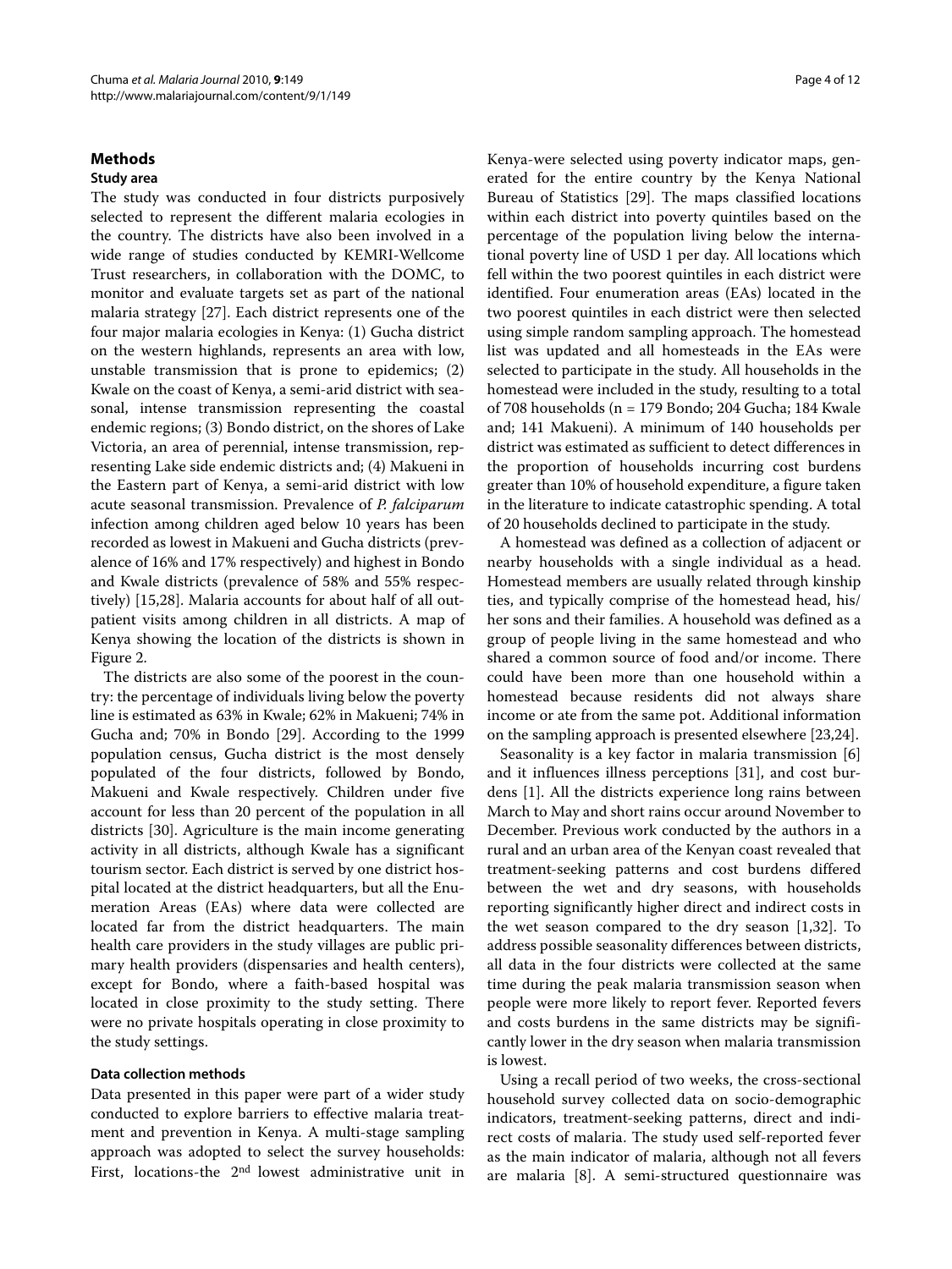## Methods

### Study area

The study was conducted in four districts purposively selected to represent the different malaria ecologies in the country. The districts have also been involved in a wide range of studies conducted by KEMRI-Wellcome Trust researchers, in collaboration with the DOMC, to monitor and evaluate targets set as part of the national malaria strategy [27]. Each district represents one of the four major malaria ecologies in Kenya: (1) Gucha district on the western highlands, represents an area with low, unstable transmission that is prone to epidemics; (2) Kwale on the coast of Kenya, a semi-arid district with seasonal, intense transmission representing the coastal endemic regions; (3) Bondo district, on the shores of Lake Victoria, an area of perennial, intense transmission, representing Lake side endemic districts and; (4) Makueni in the Eastern part of Kenya, a semi-arid district with low acute seasonal transmission. Prevalence of *P. falciparum* infection among children aged below 10 years has been recorded as lowest in Makueni and Gucha districts (prevalence of 16% and 17% respectively) and highest in Bondo and Kwale districts (prevalence of 58% and 55% respectively) [15,28]. Malaria accounts for about half of all outpatient visits among children in all districts. A map of Kenya showing the location of the districts is shown in Figure 2.

The districts are also some of the poorest in the country: the percentage of individuals living below the poverty line is estimated as 63% in Kwale; 62% in Makueni; 74% in Gucha and; 70% in Bondo [29]. According to the 1999 population census, Gucha district is the most densely populated of the four districts, followed by Bondo, Makueni and Kwale respectively. Children under five account for less than 20 percent of the population in all districts [30]. Agriculture is the main income generating activity in all districts, although Kwale has a significant tourism sector. Each district is served by one district hospital located at the district headquarters, but all the Enumeration Areas (EAs) where data were collected are located far from the district headquarters. The main health care providers in the study villages are public primary health providers (dispensaries and health centers), except for Bondo, where a faith-based hospital was located in close proximity to the study setting. There were no private hospitals operating in close proximity to the study settings.

### Data collection methods

Data presented in this paper were part of a wider study conducted to explore barriers to effective malaria treatment and prevention in Kenya. A multi-stage sampling approach was adopted to select the survey households: First, locations-the 2nd lowest administrative unit in Kenya-were selected using poverty indicator maps, generated for the entire country by the Kenya National Bureau of Statistics [29]. The maps classified locations within each district into poverty quintiles based on the percentage of the population living below the international poverty line of USD 1 per day. All locations which fell within the two poorest quintiles in each district were identified. Four enumeration areas (EAs) located in the two poorest quintiles in each district were then selected using simple random sampling approach. The homestead list was updated and all homesteads in the EAs were selected to participate in the study. All households in the homestead were included in the study, resulting to a total of 708 households (n = 179 Bondo; 204 Gucha; 184 Kwale and; 141 Makueni). A minimum of 140 households per district was estimated as sufficient to detect differences in the proportion of households incurring cost burdens greater than 10% of household expenditure, a figure taken in the literature to indicate catastrophic spending. A total of 20 households declined to participate in the study.

A homestead was defined as a collection of adjacent or nearby households with a single individual as a head. Homestead members are usually related through kinship ties, and typically comprise of the homestead head, his/her sons and their families. A household was defined as a group of people living in the same homestead and who shared a common source of food and/or income. There could have been more than one household within a homestead because residents did not always share income or ate from the same pot. Additional information on the sampling approach is presented elsewhere [23,24].

Seasonality is a key factor in malaria transmission [6] and it influences illness perceptions [31], and cost burdens [1]. All the districts experience long rains between March to May and short rains occur around November to December. Previous work conducted by the authors in a rural and an urban area of the Kenyan coast revealed that treatment-seeking patterns and cost burdens differed between the wet and dry seasons, with households reporting significantly higher direct and indirect costs in the wet season compared to the dry season [1,32]. To address possible seasonality differences between districts, all data in the four districts were collected at the same time during the peak malaria transmission season when people were more likely to report fever. Reported fevers and costs burdens in the same districts may be significantly lower in the dry season when malaria transmission is lowest.

Using a recall period of two weeks, the cross-sectional household survey collected data on socio-demographic indicators, treatment-seeking patterns, direct and indirect costs of malaria. The study used self-reported fever as the main indicator of malaria, although not all fevers are malaria [8]. A semi-structured questionnaire was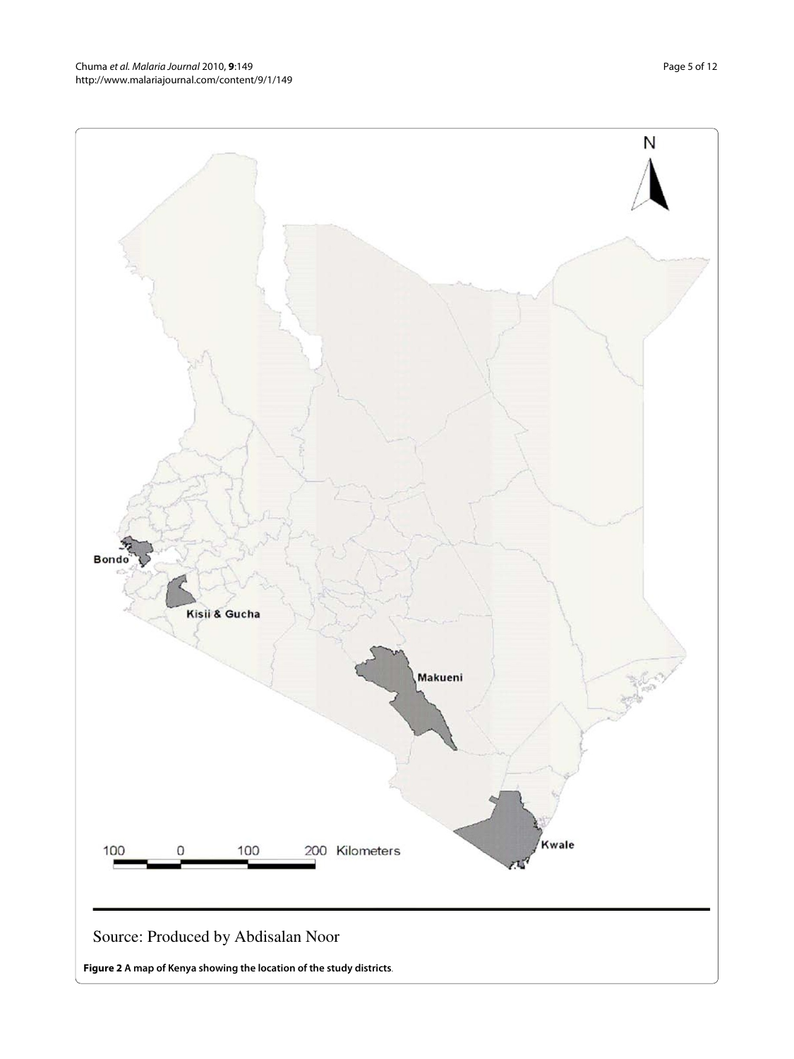Source: Produced by Abdisalan Noor

**Figure 2 A map of Kenya showing the location of the study districts**.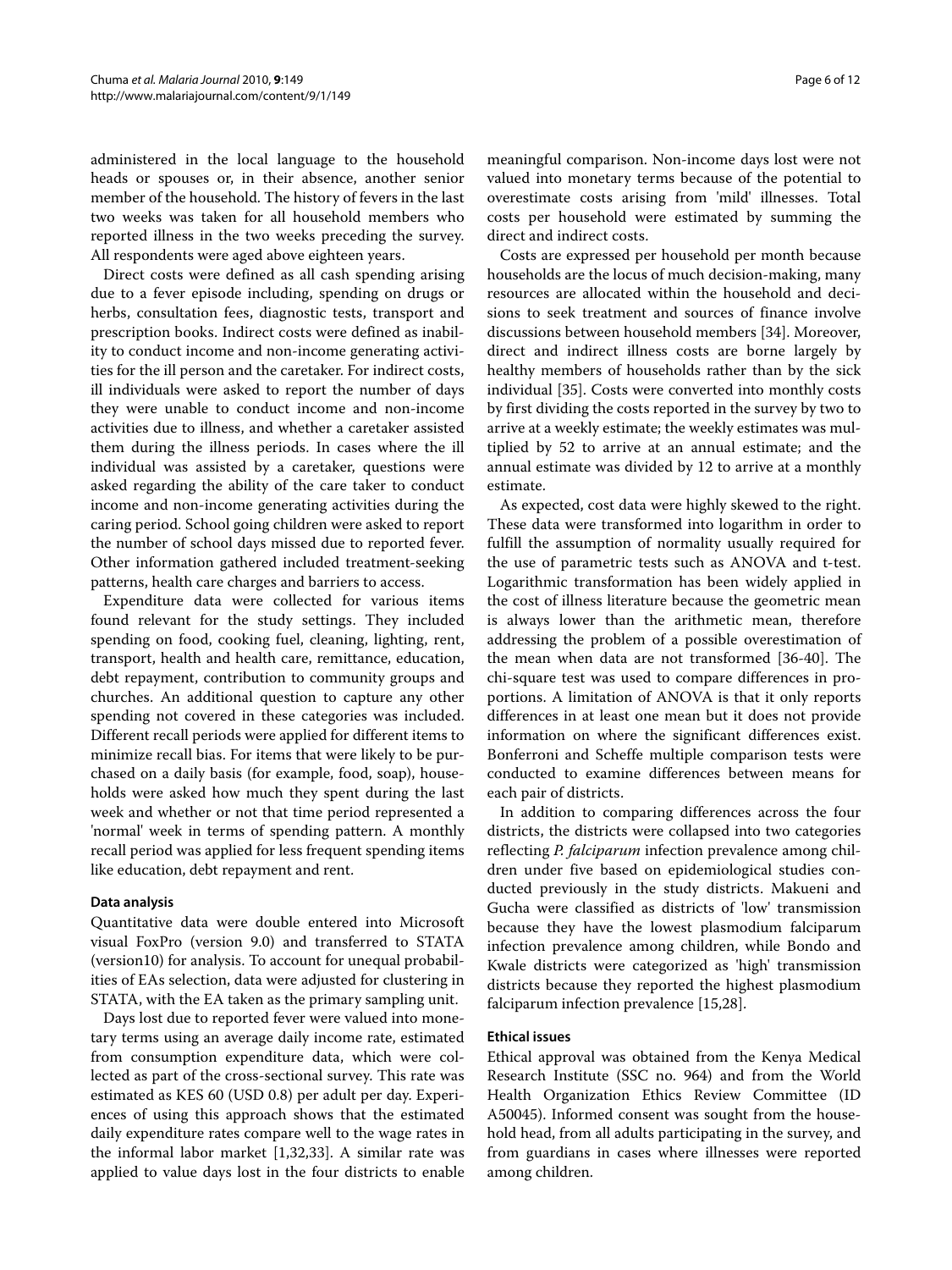administered in the local language to the household heads or spouses or, in their absence, another senior member of the household. The history of fevers in the last two weeks was taken for all household members who reported illness in the two weeks preceding the survey. All respondents were aged above eighteen years.

Direct costs were defined as all cash spending arising due to a fever episode including, spending on drugs or herbs, consultation fees, diagnostic tests, transport and prescription books. Indirect costs were defined as inability to conduct income and non-income generating activities for the ill person and the caretaker. For indirect costs, ill individuals were asked to report the number of days they were unable to conduct income and non-income activities due to illness, and whether a caretaker assisted them during the illness periods. In cases where the ill individual was assisted by a caretaker, questions were asked regarding the ability of the care taker to conduct income and non-income generating activities during the caring period. School going children were asked to report the number of school days missed due to reported fever. Other information gathered included treatment-seeking patterns, health care charges and barriers to access.

Expenditure data were collected for various items found relevant for the study settings. They included spending on food, cooking fuel, cleaning, lighting, rent, transport, health and health care, remittance, education, debt repayment, contribution to community groups and churches. An additional question to capture any other spending not covered in these categories was included. Different recall periods were applied for different items to minimize recall bias. For items that were likely to be purchased on a daily basis (for example, food, soap), households were asked how much they spent during the last week and whether or not that time period represented a 'normal' week in terms of spending pattern. A monthly recall period was applied for less frequent spending items like education, debt repayment and rent.

### Data analysis

Quantitative data were double entered into Microsoft visual FoxPro (version 9.0) and transferred to STATA (version10) for analysis. To account for unequal probabilities of EAs selection, data were adjusted for clustering in STATA, with the EA taken as the primary sampling unit.

Days lost due to reported fever were valued into monetary terms using an average daily income rate, estimated from consumption expenditure data, which were collected as part of the cross-sectional survey. This rate was estimated as KES 60 (USD 0.8) per adult per day. Experiences of using this approach shows that the estimated daily expenditure rates compare well to the wage rates in the informal labor market [1,32,33]. A similar rate was applied to value days lost in the four districts to enable meaningful comparison. Non-income days lost were not valued into monetary terms because of the potential to overestimate costs arising from 'mild' illnesses. Total costs per household were estimated by summing the direct and indirect costs.

Costs are expressed per household per month because households are the locus of much decision-making, many resources are allocated within the household and decisions to seek treatment and sources of finance involve discussions between household members [34]. Moreover, direct and indirect illness costs are borne largely by healthy members of households rather than by the sick individual [35]. Costs were converted into monthly costs by first dividing the costs reported in the survey by two to arrive at a weekly estimate; the weekly estimates was multiplied by 52 to arrive at an annual estimate; and the annual estimate was divided by 12 to arrive at a monthly estimate.

As expected, cost data were highly skewed to the right. These data were transformed into logarithm in order to fulfill the assumption of normality usually required for the use of parametric tests such as ANOVA and t-test. Logarithmic transformation has been widely applied in the cost of illness literature because the geometric mean is always lower than the arithmetic mean, therefore addressing the problem of a possible overestimation of the mean when data are not transformed [36-40]. The chi-square test was used to compare differences in proportions. A limitation of ANOVA is that it only reports differences in at least one mean but it does not provide information on where the significant differences exist. Bonferroni and Scheffe multiple comparison tests were conducted to examine differences between means for each pair of districts.

In addition to comparing differences across the four districts, the districts were collapsed into two categories reflecting *P. falciparum* infection prevalence among children under five based on epidemiological studies conducted previously in the study districts. Makueni and Gucha were classified as districts of 'low' transmission because they have the lowest plasmodium falciparum infection prevalence among children, while Bondo and Kwale districts were categorized as 'high' transmission districts because they reported the highest plasmodium falciparum infection prevalence [15,28].

### Ethical issues

Ethical approval was obtained from the Kenya Medical Research Institute (SSC no. 964) and from the World Health Organization Ethics Review Committee (ID A50045). Informed consent was sought from the household head, from all adults participating in the survey, and from guardians in cases where illnesses were reported among children.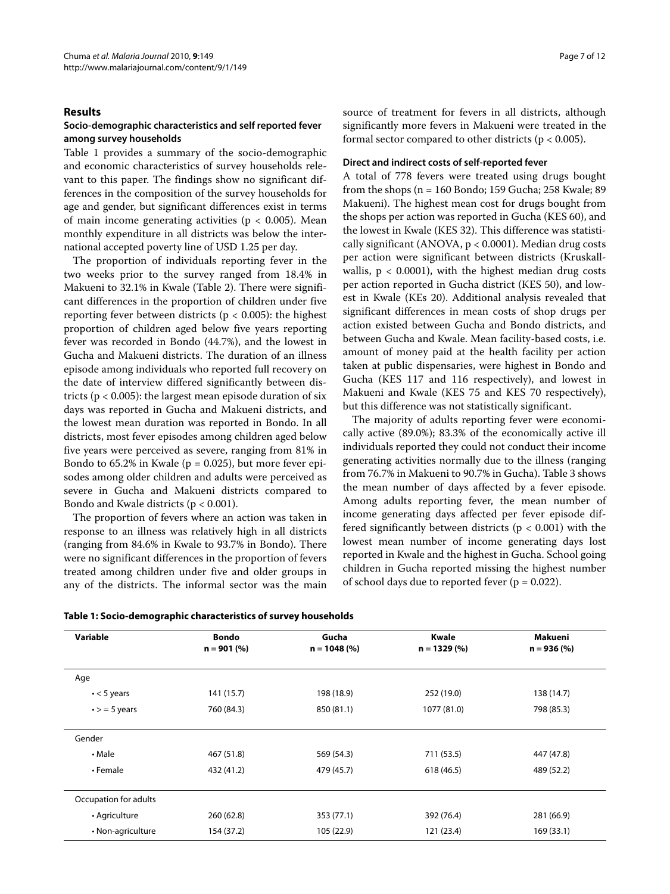## Results

### Socio-demographic characteristics and self reported fever among survey households

Table 1 provides a summary of the socio-demographic and economic characteristics of survey households relevant to this paper. The findings show no significant differences in the composition of the survey households for age and gender, but significant differences exist in terms of main income generating activities ($p < 0.005$). Mean monthly expenditure in all districts was below the international accepted poverty line of USD 1.25 per day.

The proportion of individuals reporting fever in the two weeks prior to the survey ranged from 18.4% in Makueni to 32.1% in Kwale (Table 2). There were significant differences in the proportion of children under five reporting fever between districts ($p < 0.005$): the highest proportion of children aged below five years reporting fever was recorded in Bondo (44.7%), and the lowest in Gucha and Makueni districts. The duration of an illness episode among individuals who reported full recovery on the date of interview differed significantly between districts ($p < 0.005$): the largest mean episode duration of six days was reported in Gucha and Makueni districts, and the lowest mean duration was reported in Bondo. In all districts, most fever episodes among children aged below five years were perceived as severe, ranging from 81% in Bondo to 65.2% in Kwale ($p = 0.025$), but more fever episodes among older children and adults were perceived as severe in Gucha and Makueni districts compared to Bondo and Kwale districts ($p < 0.001$).

The proportion of fevers where an action was taken in response to an illness was relatively high in all districts (ranging from 84.6% in Kwale to 93.7% in Bondo). There were no significant differences in the proportion of fevers treated among children under five and older groups in any of the districts. The informal sector was the main source of treatment for fevers in all districts, although significantly more fevers in Makueni were treated in the formal sector compared to other districts ($p < 0.005$).

### Direct and indirect costs of self-reported fever

A total of 778 fevers were treated using drugs bought from the shops (n = 160 Bondo; 159 Gucha; 258 Kwale; 89 Makueni). The highest mean cost for drugs bought from the shops per action was reported in Gucha (KES 60), and the lowest in Kwale (KES 32). This difference was statistically significant (ANOVA, $p < 0.0001$). Median drug costs per action were significant between districts (Kruskall-wallis, $p < 0.0001$), with the highest median drug costs per action reported in Gucha district (KES 50), and lowest in Kwale (KEs 20). Additional analysis revealed that significant differences in mean costs of shop drugs per action existed between Gucha and Bondo districts, and between Gucha and Kwale. Mean facility-based costs, i.e. amount of money paid at the health facility per action taken at public dispensaries, were highest in Bondo and Gucha (KES 117 and 116 respectively), and lowest in Makueni and Kwale (KES 75 and KES 70 respectively), but this difference was not statistically significant.

The majority of adults reporting fever were economically active (89.0%); 83.3% of the economically active ill individuals reported they could not conduct their income generating activities normally due to the illness (ranging from 76.7% in Makueni to 90.7% in Gucha). Table 3 shows the mean number of days affected by a fever episode. Among adults reporting fever, the mean number of income generating days affected per fever episode differed significantly between districts ($p < 0.001$) with the lowest mean number of income generating days lost reported in Kwale and the highest in Gucha. School going children in Gucha reported missing the highest number of school days due to reported fever ($p = 0.022$).

**Table 1: Socio-demographic characteristics of survey households**

| Variable | Bondo n = 901 (%) | Gucha n = 1048 (%) | Kwale n = 1329 (%) | Makueni n = 936 (%) |
|---|---|---|---|---|
| Age | | | | |
| • < 5 years | 141 (15.7) | 198 (18.9) | 252 (19.0) | 138 (14.7) |
| • >= 5 years | 760 (84.3) | 850 (81.1) | 1077 (81.0) | 798 (85.3) |
| Gender | | | | |
| • Male | 467 (51.8) | 569 (54.3) | 711 (53.5) | 447 (47.8) |
| • Female | 432 (41.2) | 479 (45.7) | 618 (46.5) | 489 (52.2) |
| Occupation for adults | | | | |
| • Agriculture | 260 (62.8) | 353 (77.1) | 392 (76.4) | 281 (66.9) |
| • Non-agriculture | 154 (37.2) | 105 (22.9) | 121 (23.4) | 169 (33.1) |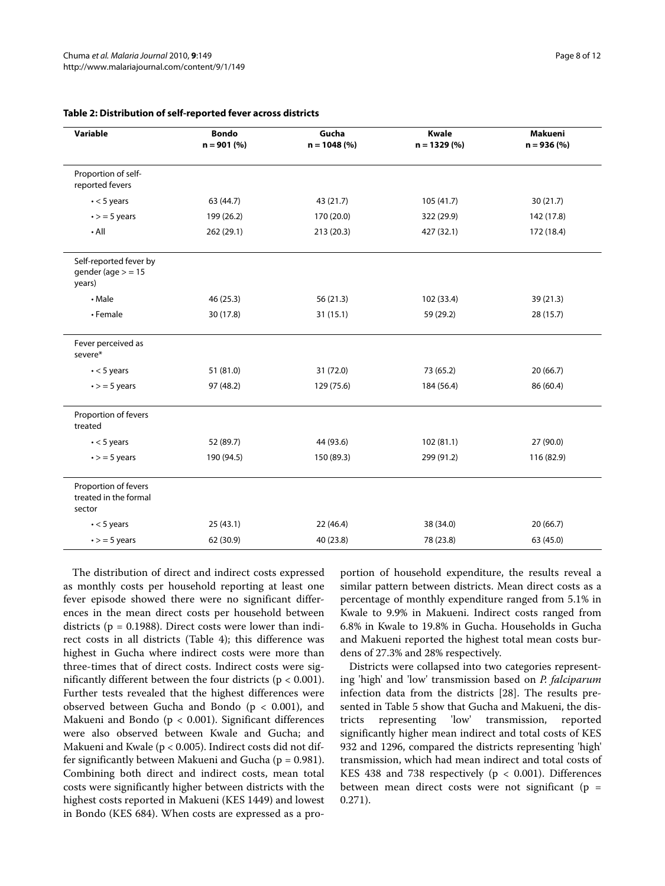**Table 2: Distribution of self-reported fever across districts**

| Variable | Bondo n = 901 (%) | Gucha n = 1048 (%) | Kwale n = 1329 (%) | Makueni n = 936 (%) |
|---|---|---|---|---|
| Proportion of self-reported fevers | | | | |
| • < 5 years | 63 (44.7) | 43 (21.7) | 105 (41.7) | 30 (21.7) |
| • > = 5 years | 199 (26.2) | 170 (20.0) | 322 (29.9) | 142 (17.8) |
| • All | 262 (29.1) | 213 (20.3) | 427 (32.1) | 172 (18.4) |
| Self-reported fever by gender (age > = 15 years) | | | | |
| • Male | 46 (25.3) | 56 (21.3) | 102 (33.4) | 39 (21.3) |
| • Female | 30 (17.8) | 31 (15.1) | 59 (29.2) | 28 (15.7) |
| Fever perceived as severe* | | | | |
| • < 5 years | 51 (81.0) | 31 (72.0) | 73 (65.2) | 20 (66.7) |
| • > = 5 years | 97 (48.2) | 129 (75.6) | 184 (56.4) | 86 (60.4) |
| Proportion of fevers treated | | | | |
| • < 5 years | 52 (89.7) | 44 (93.6) | 102 (81.1) | 27 (90.0) |
| • > = 5 years | 190 (94.5) | 150 (89.3) | 299 (91.2) | 116 (82.9) |
| Proportion of fevers treated in the formal sector | | | | |
| • < 5 years | 25 (43.1) | 22 (46.4) | 38 (34.0) | 20 (66.7) |
| • > = 5 years | 62 (30.9) | 40 (23.8) | 78 (23.8) | 63 (45.0) |

The distribution of direct and indirect costs expressed as monthly costs per household reporting at least one fever episode showed there were no significant differences in the mean direct costs per household between districts ($p = 0.1988$). Direct costs were lower than indirect costs in all districts (Table 4); this difference was highest in Gucha where indirect costs were more than three-times that of direct costs. Indirect costs were significantly different between the four districts ($p < 0.001$). Further tests revealed that the highest differences were observed between Gucha and Bondo ($p < 0.001$), and Makueni and Bondo ($p < 0.001$). Significant differences were also observed between Kwale and Gucha; and Makueni and Kwale ($p < 0.005$). Indirect costs did not differ significantly between Makueni and Gucha ($p = 0.981$). Combining both direct and indirect costs, mean total costs were significantly higher between districts with the highest costs reported in Makueni (KES 1449) and lowest in Bondo (KES 684). When costs are expressed as a proportion of household expenditure, the results reveal a similar pattern between districts. Mean direct costs as a percentage of monthly expenditure ranged from 5.1% in Kwale to 9.9% in Makueni. Indirect costs ranged from 6.8% in Kwale to 19.8% in Gucha. Households in Gucha and Makueni reported the highest total mean costs burdens of 27.3% and 28% respectively.

Districts were collapsed into two categories representing 'high' and 'low' transmission based on *P. falciparum* infection data from the districts [28]. The results presented in Table 5 show that Gucha and Makueni, the districts representing 'low' transmission, reported significantly higher mean indirect and total costs of KES 932 and 1296, compared the districts representing 'high' transmission, which had mean indirect and total costs of KES 438 and 738 respectively ($p < 0.001$). Differences between mean direct costs were not significant ($p = 0.271$).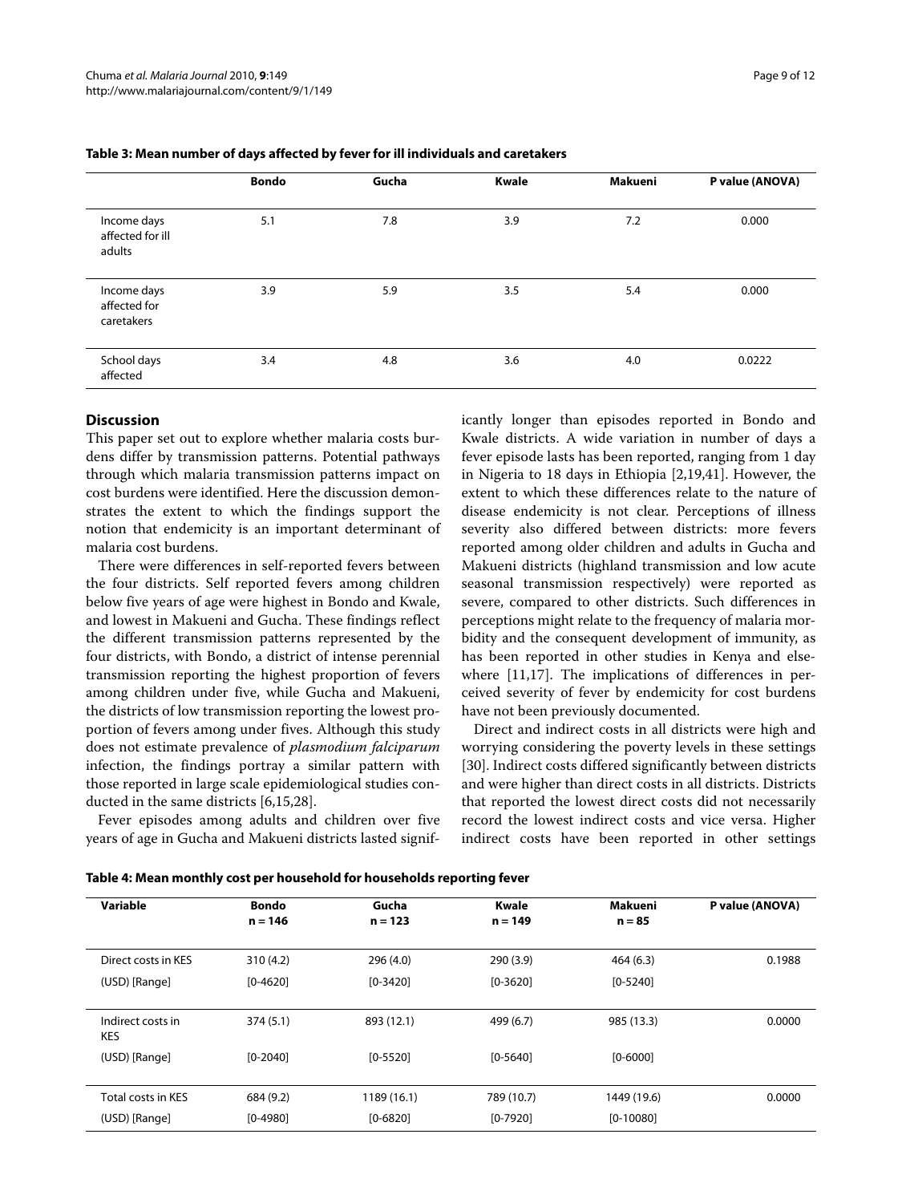**Table 3: Mean number of days affected by fever for ill individuals and caretakers**

| | Bondo | Gucha | Kwale | Makueni | P value (ANOVA) |
|---|---|---|---|---|---|
| Income days affected for ill adults | 5.1 | 7.8 | 3.9 | 7.2 | 0.000 |
| Income days affected for caretakers | 3.9 | 5.9 | 3.5 | 5.4 | 0.000 |
| School days affected | 3.4 | 4.8 | 3.6 | 4.0 | 0.0222 |

## Discussion

This paper set out to explore whether malaria costs burdens differ by transmission patterns. Potential pathways through which malaria transmission patterns impact on cost burdens were identified. Here the discussion demonstrates the extent to which the findings support the notion that endemicity is an important determinant of malaria cost burdens.

There were differences in self-reported fevers between the four districts. Self reported fevers among children below five years of age were highest in Bondo and Kwale, and lowest in Makueni and Gucha. These findings reflect the different transmission patterns represented by the four districts, with Bondo, a district of intense perennial transmission reporting the highest proportion of fevers among children under five, while Gucha and Makueni, the districts of low transmission reporting the lowest proportion of fevers among under fives. Although this study does not estimate prevalence of *plasmodium falciparum* infection, the findings portray a similar pattern with those reported in large scale epidemiological studies conducted in the same districts [6,15,28].

Fever episodes among adults and children over five years of age in Gucha and Makueni districts lasted significantly longer than episodes reported in Bondo and Kwale districts. A wide variation in number of days a fever episode lasts has been reported, ranging from 1 day in Nigeria to 18 days in Ethiopia [2,19,41]. However, the extent to which these differences relate to the nature of disease endemicity is not clear. Perceptions of illness severity also differed between districts: more fevers reported among older children and adults in Gucha and Makueni districts (highland transmission and low acute seasonal transmission respectively) were reported as severe, compared to other districts. Such differences in perceptions might relate to the frequency of malaria morbidity and the consequent development of immunity, as has been reported in other studies in Kenya and elsewhere [11,17]. The implications of differences in perceived severity of fever by endemicity for cost burdens have not been previously documented.

Direct and indirect costs in all districts were high and worrying considering the poverty levels in these settings [30]. Indirect costs differed significantly between districts and were higher than direct costs in all districts. Districts that reported the lowest direct costs did not necessarily record the lowest indirect costs and vice versa. Higher indirect costs have been reported in other settings

**Table 4: Mean monthly cost per household for households reporting fever**

| Variable | Bondo n = 146 | Gucha n = 123 | Kwale n = 149 | Makueni n = 85 | P value (ANOVA) |
|---|---|---|---|---|---|
| Direct costs in KES | 310 (4.2) | 296 (4.0) | 290 (3.9) | 464 (6.3) | 0.1988 |
| (USD) [Range] | [0-4620] | [0-3420] | [0-3620] | [0-5240] | |
| Indirect costs in KES | 374 (5.1) | 893 (12.1) | 499 (6.7) | 985 (13.3) | 0.0000 |
| (USD) [Range] | [0-2040] | [0-5520] | [0-5640] | [0-6000] | |
| Total costs in KES | 684 (9.2) | 1189 (16.1) | 789 (10.7) | 1449 (19.6) | 0.0000 |
| (USD) [Range] | [0-4980] | [0-6820] | [0-7920] | [0-10080] | |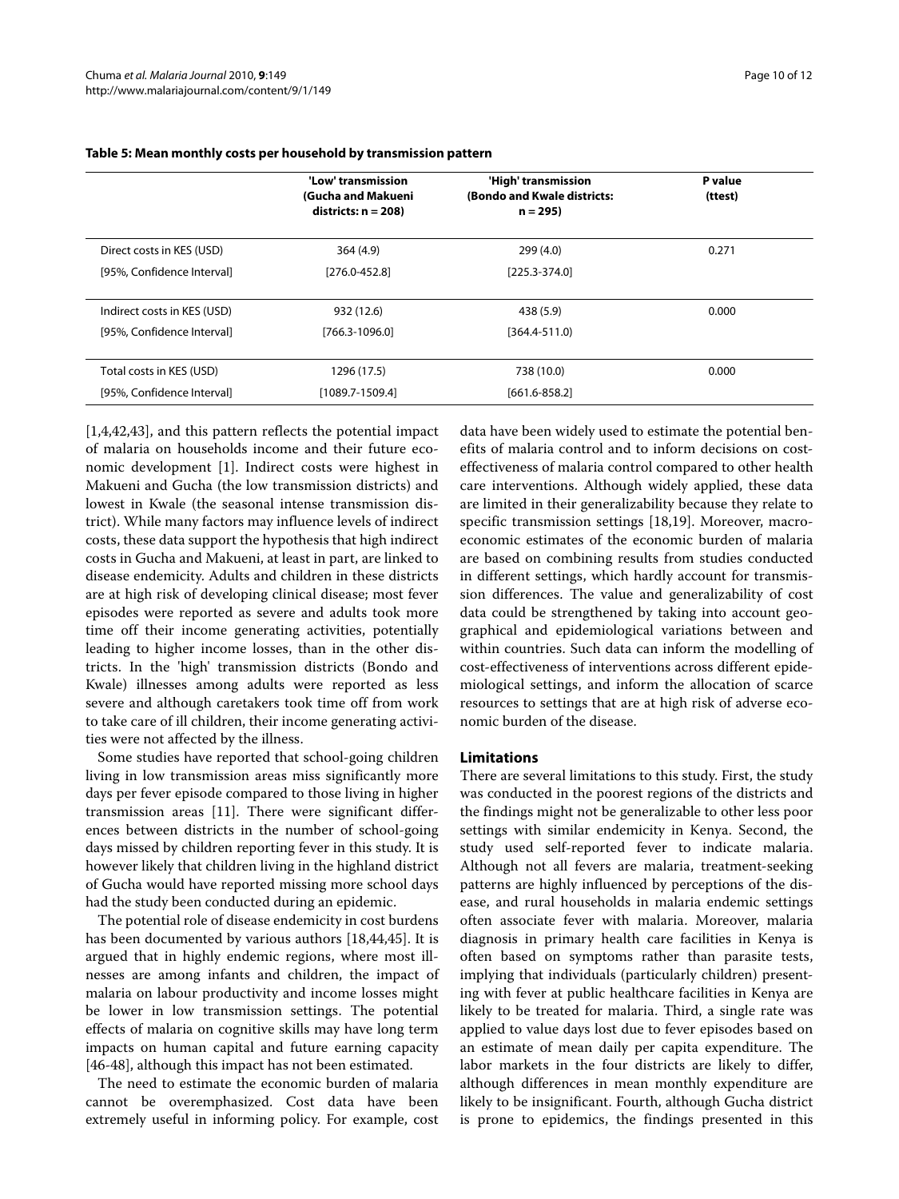**Table 5: Mean monthly costs per household by transmission pattern**

| | 'Low' transmission (Gucha and Makueni districts: n = 208) | 'High' transmission (Bondo and Kwale districts: n = 295) | P value (ttest) |
|---|---|---|---|
| Direct costs in KES (USD) | 364 (4.9) | 299 (4.0) | 0.271 |
| [95%, Confidence Interval] | [276.0-452.8] | [225.3-374.0] | |
| Indirect costs in KES (USD) | 932 (12.6) | 438 (5.9) | 0.000 |
| [95%, Confidence Interval] | [766.3-1096.0] | [364.4-511.0) | |
| Total costs in KES (USD) | 1296 (17.5) | 738 (10.0) | 0.000 |
| [95%, Confidence Interval] | [1089.7-1509.4] | [661.6-858.2] | |

[1,4,42,43], and this pattern reflects the potential impact of malaria on households income and their future economic development [1]. Indirect costs were highest in Makueni and Gucha (the low transmission districts) and lowest in Kwale (the seasonal intense transmission district). While many factors may influence levels of indirect costs, these data support the hypothesis that high indirect costs in Gucha and Makueni, at least in part, are linked to disease endemicity. Adults and children in these districts are at high risk of developing clinical disease; most fever episodes were reported as severe and adults took more time off their income generating activities, potentially leading to higher income losses, than in the other districts. In the 'high' transmission districts (Bondo and Kwale) illnesses among adults were reported as less severe and although caretakers took time off from work to take care of ill children, their income generating activities were not affected by the illness.

Some studies have reported that school-going children living in low transmission areas miss significantly more days per fever episode compared to those living in higher transmission areas [11]. There were significant differences between districts in the number of school-going days missed by children reporting fever in this study. It is however likely that children living in the highland district of Gucha would have reported missing more school days had the study been conducted during an epidemic.

The potential role of disease endemicity in cost burdens has been documented by various authors [18,44,45]. It is argued that in highly endemic regions, where most illnesses are among infants and children, the impact of malaria on labour productivity and income losses might be lower in low transmission settings. The potential effects of malaria on cognitive skills may have long term impacts on human capital and future earning capacity [46-48], although this impact has not been estimated.

The need to estimate the economic burden of malaria cannot be overemphasized. Cost data have been extremely useful in informing policy. For example, cost data have been widely used to estimate the potential benefits of malaria control and to inform decisions on cost-effectiveness of malaria control compared to other health care interventions. Although widely applied, these data are limited in their generalizability because they relate to specific transmission settings [18,19]. Moreover, macro-economic estimates of the economic burden of malaria are based on combining results from studies conducted in different settings, which hardly account for transmission differences. The value and generalizability of cost data could be strengthened by taking into account geographical and epidemiological variations between and within countries. Such data can inform the modelling of cost-effectiveness of interventions across different epidemiological settings, and inform the allocation of scarce resources to settings that are at high risk of adverse economic burden of the disease.

## Limitations

There are several limitations to this study. First, the study was conducted in the poorest regions of the districts and the findings might not be generalizable to other less poor settings with similar endemicity in Kenya. Second, the study used self-reported fever to indicate malaria. Although not all fevers are malaria, treatment-seeking patterns are highly influenced by perceptions of the disease, and rural households in malaria endemic settings often associate fever with malaria. Moreover, malaria diagnosis in primary health care facilities in Kenya is often based on symptoms rather than parasite tests, implying that individuals (particularly children) presenting with fever at public healthcare facilities in Kenya are likely to be treated for malaria. Third, a single rate was applied to value days lost due to fever episodes based on an estimate of mean daily per capita expenditure. The labor markets in the four districts are likely to differ, although differences in mean monthly expenditure are likely to be insignificant. Fourth, although Gucha district is prone to epidemics, the findings presented in this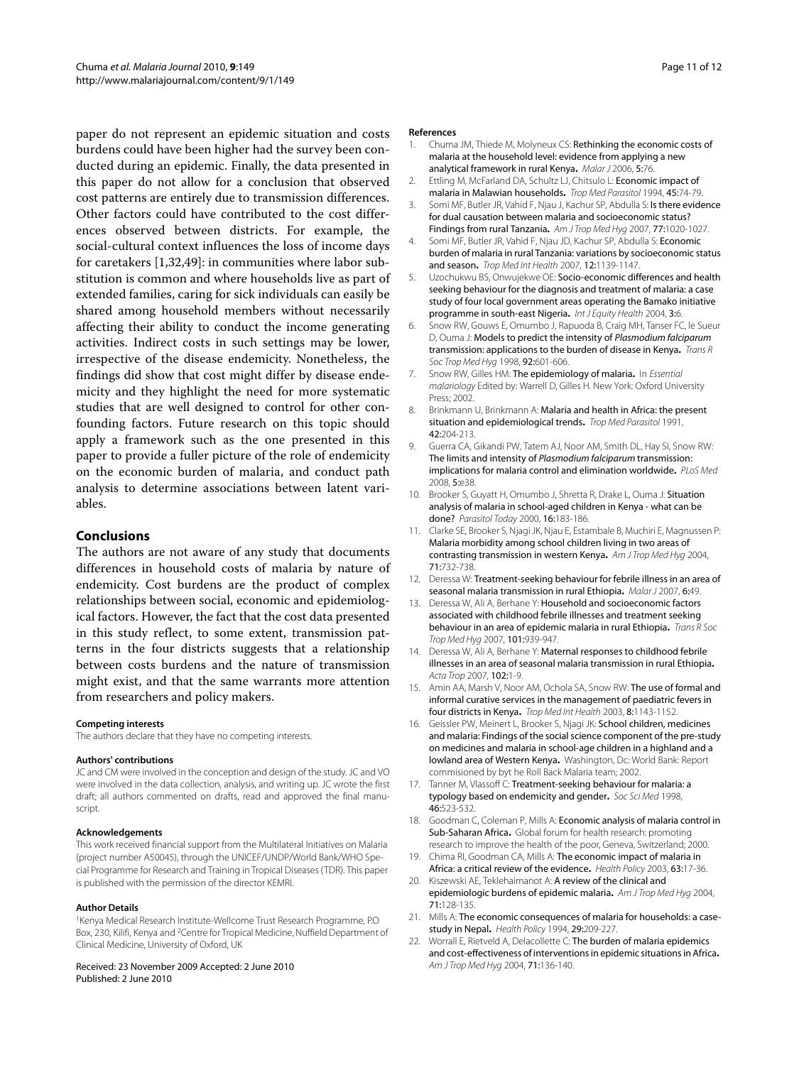paper do not represent an epidemic situation and costs burdens could have been higher had the survey been conducted during an epidemic. Finally, the data presented in this paper do not allow for a conclusion that observed cost patterns are entirely due to transmission differences. Other factors could have contributed to the cost differences observed between districts. For example, the social-cultural context influences the loss of income days for caretakers [1,32,49]: in communities where labor substitution is common and where households live as part of extended families, caring for sick individuals can easily be shared among household members without necessarily affecting their ability to conduct the income generating activities. Indirect costs in such settings may be lower, irrespective of the disease endemicity. Nonetheless, the findings did show that cost might differ by disease endemicity and they highlight the need for more systematic studies that are well designed to control for other confounding factors. Future research on this topic should apply a framework such as the one presented in this paper to provide a fuller picture of the role of endemicity on the economic burden of malaria, and conduct path analysis to determine associations between latent variables.

## Conclusions

The authors are not aware of any study that documents differences in household costs of malaria by nature of endemicity. Cost burdens are the product of complex relationships between social, economic and epidemiological factors. However, the fact that the cost data presented in this study reflect, to some extent, transmission patterns in the four districts suggests that a relationship between costs burdens and the nature of transmission might exist, and that the same warrants more attention from researchers and policy makers.

#### Competing interests

The authors declare that they have no competing interests.

#### Authors' contributions

JC and CM were involved in the conception and design of the study. JC and VO were involved in the data collection, analysis, and writing up. JC wrote the first draft; all authors commented on drafts, read and approved the final manuscript.

#### Acknowledgements

This work received financial support from the Multilateral Initiatives on Malaria (project number A50045), through the UNICEF/UNDP/World Bank/WHO Special Programme for Research and Training in Tropical Diseases (TDR). This paper is published with the permission of the director KEMRI.

#### Author Details

[1]Kenya Medical Research Institute-Wellcome Trust Research Programme, P.O Box, 230, Kilifi, Kenya and [2]Centre for Tropical Medicine, Nuffield Department of Clinical Medicine, University of Oxford, UK

Received: 23 November 2009 Accepted: 2 June 2010
Published: 2 June 2010

#### References

1. Chuma JM, Thiede M, Molyneux CS: **Rethinking the economic costs of malaria at the household level: evidence from applying a new analytical framework in rural Kenya.** *Malar J* 2006, **5**:76.
2. Ettling M, McFarland DA, Schultz LJ, Chitsulo L: **Economic impact of malaria in Malawian households.** *Trop Med Parasitol* 1994, **45**:74-79.
3. Somi MF, Butler JR, Vahid F, Njau J, Kachur SP, Abdulla S: **Is there evidence for dual causation between malaria and socioeconomic status? Findings from rural Tanzania.** *Am J Trop Med Hyg* 2007, **77**:1020-1027.
4. Somi MF, Butler JR, Vahid F, Njau JD, Kachur SP, Abdulla S: **Economic burden of malaria in rural Tanzania: variations by socioeconomic status and season.** *Trop Med Int Health* 2007, **12**:1139-1147.
5. Uzochukwu BS, Onwujekwe OE: **Socio-economic differences and health seeking behaviour for the diagnosis and treatment of malaria: a case study of four local government areas operating the Bamako initiative programme in south-east Nigeria.** *Int J Equity Health* 2004, **3**:6.
6. Snow RW, Gouws E, Omumbo J, Rapuoda B, Craig MH, Tanser FC, le Sueur D, Ouma J: **Models to predict the intensity of *Plasmodium falciparum* transmission: applications to the burden of disease in Kenya.** *Trans R Soc Trop Med Hyg* 1998, **92**:601-606.
7. Snow RW, Gilles HM: **The epidemiology of malaria.** In *Essential malariology* Edited by: Warrell D, Gilles H. New York: Oxford University Press; 2002.
8. Brinkmann U, Brinkmann A: **Malaria and health in Africa: the present situation and epidemiological trends.** *Trop Med Parasitol* 1991, **42**:204-213.
9. Guerra CA, Gikandi PW, Tatem AJ, Noor AM, Smith DL, Hay SI, Snow RW: **The limits and intensity of *Plasmodium falciparum* transmission: implications for malaria control and elimination worldwide.** *PLoS Med* 2008, **5**:e38.
10. Brooker S, Guyatt H, Omumbo J, Shretta R, Drake L, Ouma J: **Situation analysis of malaria in school-aged children in Kenya - what can be done?** *Parasitol Today* 2000, **16**:183-186.
11. Clarke SE, Brooker S, Njagi JK, Njau E, Estambale B, Muchiri E, Magnussen P: **Malaria morbidity among school children living in two areas of contrasting transmission in western Kenya.** *Am J Trop Med Hyg* 2004, **71**:732-738.
12. Deressa W: **Treatment-seeking behaviour for febrile illness in an area of seasonal malaria transmission in rural Ethiopia.** *Malar J* 2007, **6**:49.
13. Deressa W, Ali A, Berhane Y: **Household and socioeconomic factors associated with childhood febrile illnesses and treatment seeking behaviour in an area of epidemic malaria in rural Ethiopia.** *Trans R Soc Trop Med Hyg* 2007, **101**:939-947.
14. Deressa W, Ali A, Berhane Y: **Maternal responses to childhood febrile illnesses in an area of seasonal malaria transmission in rural Ethiopia.** *Acta Trop* 2007, **102**:1-9.
15. Amin AA, Marsh V, Noor AM, Ochola SA, Snow RW: **The use of formal and informal curative services in the management of paediatric fevers in four districts in Kenya.** *Trop Med Int Health* 2003, **8**:1143-1152.
16. Geissler PW, Meinert L, Brooker S, Njagi JK: **School children, medicines and malaria: Findings of the social science component of the pre-study on medicines and malaria in school-age children in a highland and a lowland area of Western Kenya.** Washington, Dc: World Bank: Report commisioned by byt he Roll Back Malaria team; 2002.
17. Tanner M, Vlassoff C: **Treatment-seeking behaviour for malaria: a typology based on endemicity and gender.** *Soc Sci Med* 1998, **46**:523-532.
18. Goodman C, Coleman P, Mills A: **Economic analysis of malaria control in Sub-Saharan Africa.** Global forum for health research: promoting research to improve the health of the poor, Geneva, Switzerland; 2000.
19. Chima RI, Goodman CA, Mills A: **The economic impact of malaria in Africa: a critical review of the evidence.** *Health Policy* 2003, **63**:17-36.
20. Kiszewski AE, Teklehaimanot A: **A review of the clinical and epidemiologic burdens of epidemic malaria.** *Am J Trop Med Hyg* 2004, **71**:128-135.
21. Mills A: **The economic consequences of malaria for households: a case-study in Nepal.** *Health Policy* 1994, **29**:209-227.
22. Worrall E, Rietveld A, Delacollette C: **The burden of malaria epidemics and cost-effectiveness of interventions in epidemic situations in Africa.** *Am J Trop Med Hyg* 2004, **71**:136-140.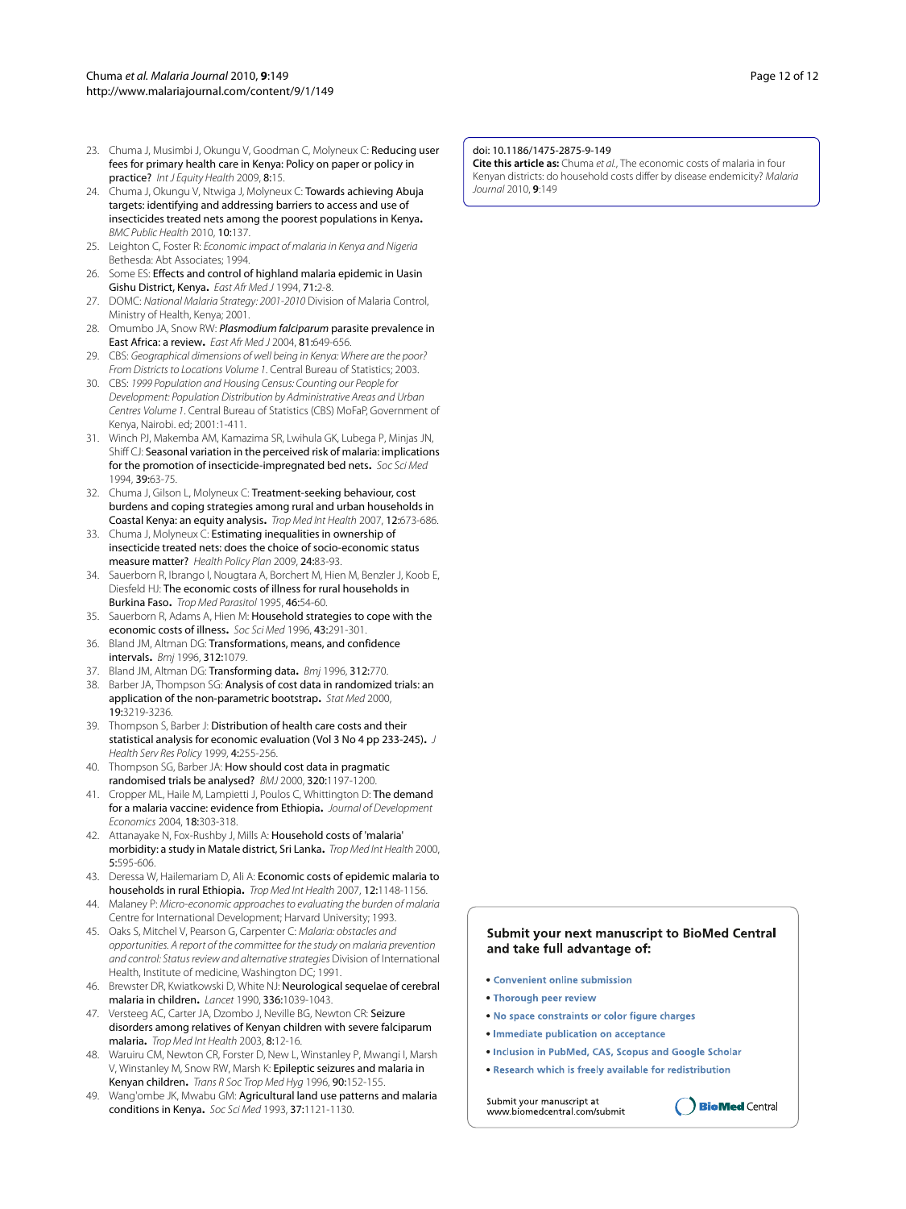23. Chuma J, Musimbi J, Okungu V, Goodman C, Molyneux C: **Reducing user fees for primary health care in Kenya: Policy on paper or policy in practice?** *Int J Equity Health* 2009, **8**:15.
24. Chuma J, Okungu V, Ntwiga J, Molyneux C: **Towards achieving Abuja targets: identifying and addressing barriers to access and use of insecticides treated nets among the poorest populations in Kenya.** *BMC Public Health* 2010, **10**:137.
25. Leighton C, Foster R: *Economic impact of malaria in Kenya and Nigeria* Bethesda: Abt Associates; 1994.
26. Some ES: **Effects and control of highland malaria epidemic in Uasin Gishu District, Kenya.** *East Afr Med J* 1994, **71**:2-8.
27. DOMC: *National Malaria Strategy: 2001-2010* Division of Malaria Control, Ministry of Health, Kenya; 2001.
28. Omumbo JA, Snow RW: ***Plasmodium falciparum* parasite prevalence in East Africa: a review.** *East Afr Med J* 2004, **81**:649-656.
29. CBS: *Geographical dimensions of well being in Kenya: Where are the poor? From Districts to Locations Volume 1*. Central Bureau of Statistics; 2003.
30. CBS: *1999 Population and Housing Census: Counting our People for Development: Population Distribution by Administrative Areas and Urban Centres Volume 1*. Central Bureau of Statistics (CBS) MoFaP, Government of Kenya, Nairobi. ed; 2001:1-411.
31. Winch PJ, Makemba AM, Kamazima SR, Lwihula GK, Lubega P, Minjas JN, Shiff CJ: **Seasonal variation in the perceived risk of malaria: implications for the promotion of insecticide-impregnated bed nets.** *Soc Sci Med* 1994, **39**:63-75.
32. Chuma J, Gilson L, Molyneux C: **Treatment-seeking behaviour, cost burdens and coping strategies among rural and urban households in Coastal Kenya: an equity analysis.** *Trop Med Int Health* 2007, **12**:673-686.
33. Chuma J, Molyneux C: **Estimating inequalities in ownership of insecticide treated nets: does the choice of socio-economic status measure matter?** *Health Policy Plan* 2009, **24**:83-93.
34. Sauerborn R, Ibrango I, Nougtara A, Borchert M, Hien M, Benzler J, Koob E, Diesfeld HJ: **The economic costs of illness for rural households in Burkina Faso.** *Trop Med Parasitol* 1995, **46**:54-60.
35. Sauerborn R, Adams A, Hien M: **Household strategies to cope with the economic costs of illness.** *Soc Sci Med* 1996, **43**:291-301.
36. Bland JM, Altman DG: **Transformations, means, and confidence intervals.** *Bmj* 1996, **312**:1079.
37. Bland JM, Altman DG: **Transforming data.** *Bmj* 1996, **312**:770.
38. Barber JA, Thompson SG: **Analysis of cost data in randomized trials: an application of the non-parametric bootstrap.** *Stat Med* 2000, **19**:3219-3236.
39. Thompson S, Barber J: **Distribution of health care costs and their statistical analysis for economic evaluation (Vol 3 No 4 pp 233-245).** *J Health Serv Res Policy* 1999, **4**:255-256.
40. Thompson SG, Barber JA: **How should cost data in pragmatic randomised trials be analysed?** *BMJ* 2000, **320**:1197-1200.
41. Cropper ML, Haile M, Lampietti J, Poulos C, Whittington D: **The demand for a malaria vaccine: evidence from Ethiopia.** *Journal of Development Economics* 2004, **18**:303-318.
42. Attanayake N, Fox-Rushby J, Mills A: **Household costs of 'malaria' morbidity: a study in Matale district, Sri Lanka.** *Trop Med Int Health* 2000, **5**:595-606.
43. Deressa W, Hailemariam D, Ali A: **Economic costs of epidemic malaria to households in rural Ethiopia.** *Trop Med Int Health* 2007, **12**:1148-1156.
44. Malaney P: *Micro-economic approaches to evaluating the burden of malaria* Centre for International Development; Harvard University; 1993.
45. Oaks S, Mitchel V, Pearson G, Carpenter C: *Malaria: obstacles and opportunities. A report of the committee for the study on malaria prevention and control: Status review and alternative strategies* Division of International Health, Institute of medicine, Washington DC; 1991.
46. Brewster DR, Kwiatkowski D, White NJ: **Neurological sequelae of cerebral malaria in children.** *Lancet* 1990, **336**:1039-1043.
47. Versteeg AC, Carter JA, Dzombo J, Neville BG, Newton CR: **Seizure disorders among relatives of Kenyan children with severe falciparum malaria.** *Trop Med Int Health* 2003, **8**:12-16.
48. Waruiru CM, Newton CR, Forster D, New L, Winstanley P, Mwangi I, Marsh V, Winstanley M, Snow RW, Marsh K: **Epileptic seizures and malaria in Kenyan children.** *Trans R Soc Trop Med Hyg* 1996, **90**:152-155.
49. Wang'ombe JK, Mwabu GM: **Agricultural land use patterns and malaria conditions in Kenya.** *Soc Sci Med* 1993, **37**:1121-1130.

doi: 10.1186/1475-2875-9-149

**Cite this article as:** Chuma *et al.*, The economic costs of malaria in four Kenyan districts: do household costs differ by disease endemicity? *Malaria Journal* 2010, **9**:149

**Submit your next manuscript to BioMed Central and take full advantage of:**

- Convenient online submission
- Thorough peer review
- No space constraints or color figure charges
- Immediate publication on acceptance
- Inclusion in PubMed, CAS, Scopus and Google Scholar
- Research which is freely available for redistribution

Submit your manuscript at www.biomedcentral.com/submit

BioMed Central